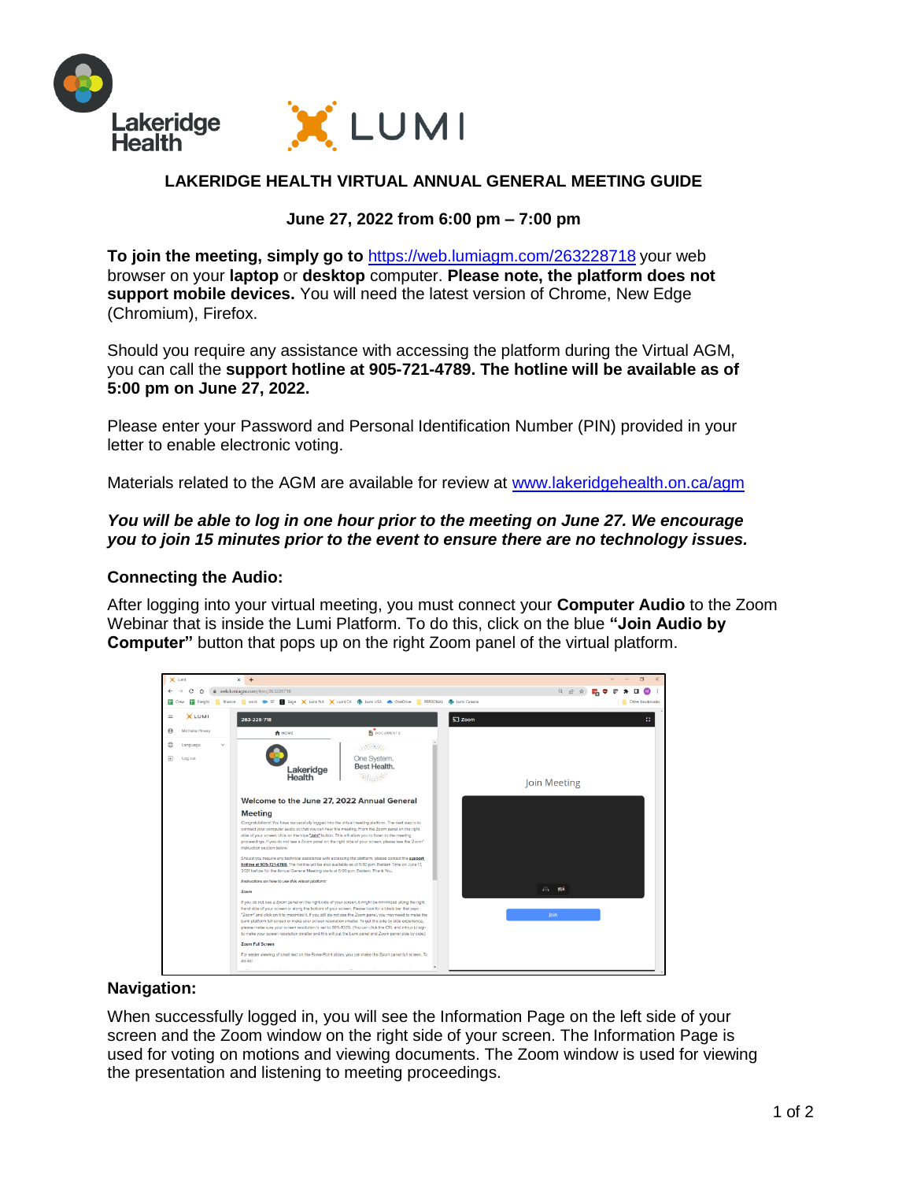# LAKERIDGE HEALTH VIRTUAL ANNUAL GENERAL MEETING GUIDE

**June 27, 2022 from 6:00 pm – 7:00 pm**

**To join the meeting, simply go to** https://web.lumiagm.com/263228718 your web browser on your **laptop** or **desktop** computer. **Please note, the platform does not support mobile devices.** You will need the latest version of Chrome, New Edge (Chromium), Firefox.

Should you require any assistance with accessing the platform during the Virtual AGM, you can call the **support hotline at 905-721-4789. The hotline will be available as of 5:00 pm on June 27, 2022.**

Please enter your Password and Personal Identification Number (PIN) provided in your letter to enable electronic voting.

Materials related to the AGM are available for review at www.lakeridgehealth.on.ca/agm

***You will be able to log in one hour prior to the meeting on June 27. We encourage you to join 15 minutes prior to the event to ensure there are no technology issues.***

### Connecting the Audio:

After logging into your virtual meeting, you must connect your **Computer Audio** to the Zoom Webinar that is inside the Lumi Platform. To do this, click on the blue **"Join Audio by Computer"** button that pops up on the right Zoom panel of the virtual platform.

### Navigation:

When successfully logged in, you will see the Information Page on the left side of your screen and the Zoom window on the right side of your screen. The Information Page is used for voting on motions and viewing documents. The Zoom window is used for viewing the presentation and listening to meeting proceedings.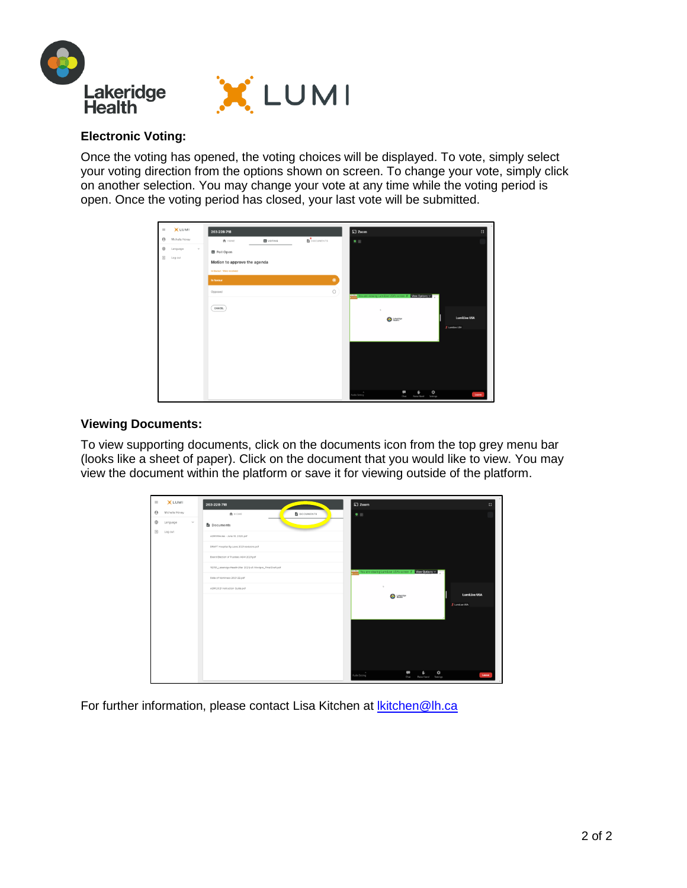## Electronic Voting:

Once the voting has opened, the voting choices will be displayed. To vote, simply select your voting direction from the options shown on screen. To change your vote, simply click on another selection. You may change your vote at any time while the voting period is open. Once the voting period has closed, your last vote will be submitted.

## Viewing Documents:

To view supporting documents, click on the documents icon from the top grey menu bar (looks like a sheet of paper). Click on the document that you would like to view. You may view the document within the platform or save it for viewing outside of the platform.

For further information, please contact Lisa Kitchen at [lkitchen@lh.ca](mailto:lkitchen@lh.ca)